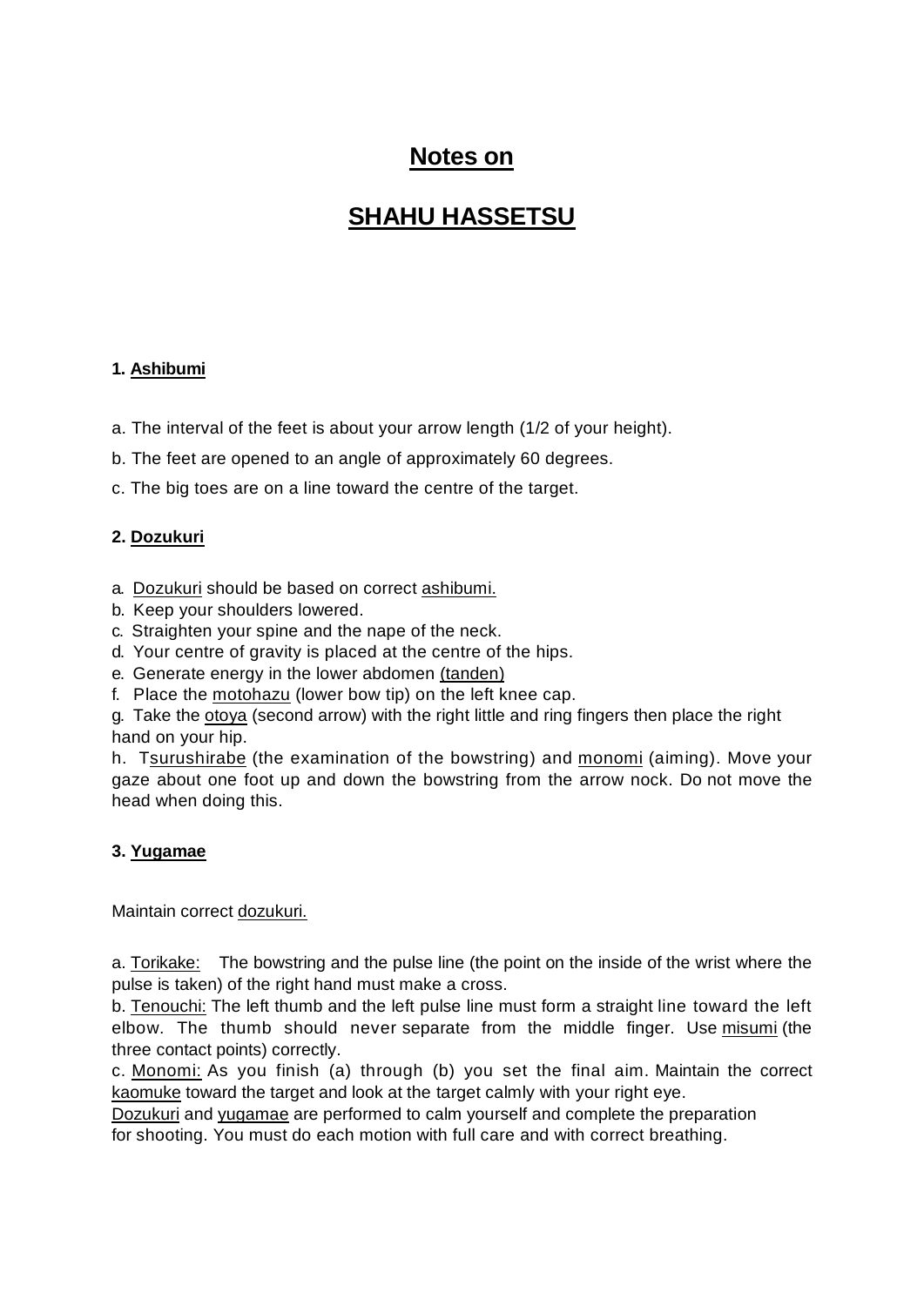# Notes on

# SHAHU HASSETSU

### 1. Ashibumi

a. The interval of the feet is about your arrow length (1/2 of your height).

b. The feet are opened to an angle of approximately 60 degrees.

c. The big toes are on a line toward the centre of the target.

### 2. Dozukuri

a. Dozukuri should be based on correct ashibumi.
b. Keep your shoulders lowered.
c. Straighten your spine and the nape of the neck.
d. Your centre of gravity is placed at the centre of the hips.
e. Generate energy in the lower abdomen (tanden)
f. Place the motohazu (lower bow tip) on the left knee cap.
g. Take the otoya (second arrow) with the right little and ring fingers then place the right hand on your hip.
h. Tsurushirabe (the examination of the bowstring) and monomi (aiming). Move your gaze about one foot up and down the bowstring from the arrow nock. Do not move the head when doing this.

### 3. Yugamae

Maintain correct dozukuri.

a. Torikake: The bowstring and the pulse line (the point on the inside of the wrist where the pulse is taken) of the right hand must make a cross.
b. Tenouchi: The left thumb and the left pulse line must form a straight line toward the left elbow. The thumb should never separate from the middle finger. Use misumi (the three contact points) correctly.
c. Monomi: As you finish (a) through (b) you set the final aim. Maintain the correct kaomuke toward the target and look at the target calmly with your right eye.
Dozukuri and yugamae are performed to calm yourself and complete the preparation for shooting. You must do each motion with full care and with correct breathing.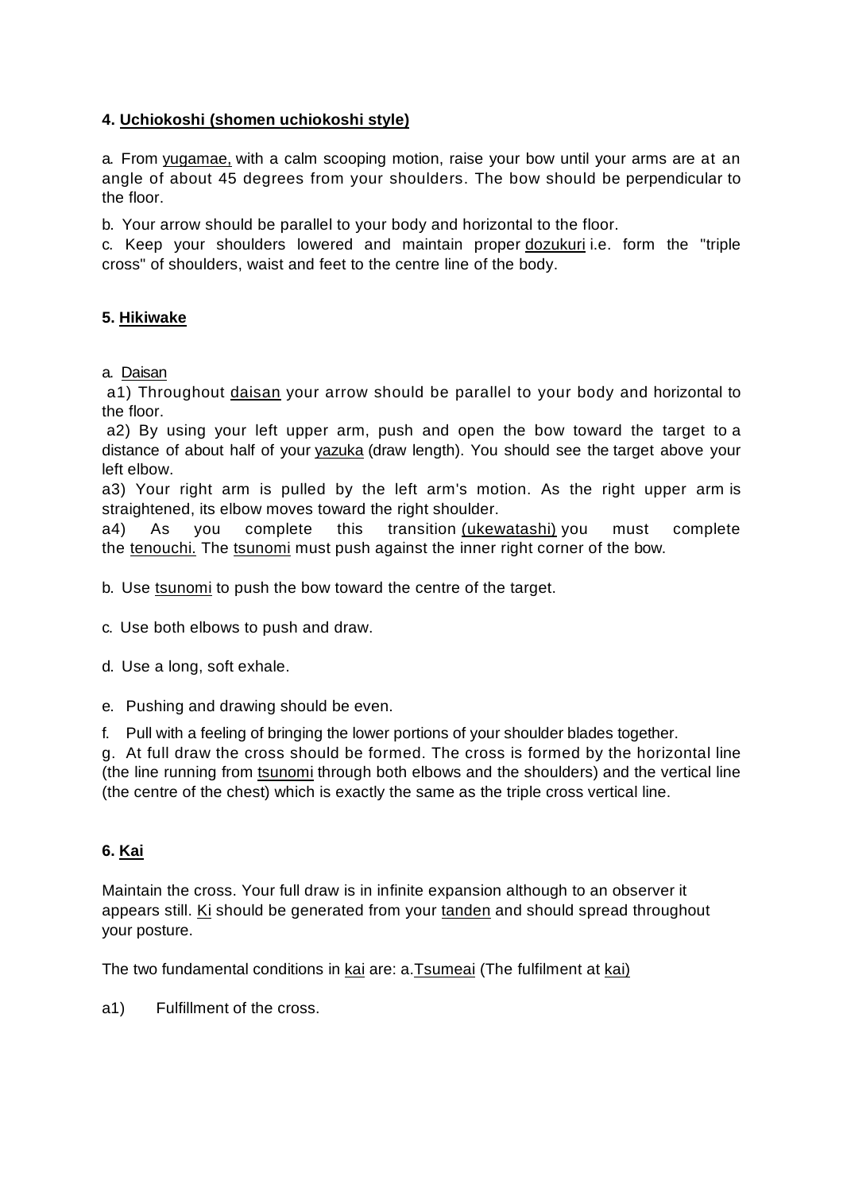### 4. Uchiokoshi (shomen uchiokoshi style)

a. From yugamae, with a calm scooping motion, raise your bow until your arms are at an angle of about 45 degrees from your shoulders. The bow should be perpendicular to the floor.

b. Your arrow should be parallel to your body and horizontal to the floor.

c. Keep your shoulders lowered and maintain proper dozukuri i.e. form the "triple cross" of shoulders, waist and feet to the centre line of the body.

### 5. Hikiwake

a. Daisan

a1) Throughout daisan your arrow should be parallel to your body and horizontal to the floor.

a2) By using your left upper arm, push and open the bow toward the target to a distance of about half of your yazuka (draw length). You should see the target above your left elbow.

a3) Your right arm is pulled by the left arm's motion. As the right upper arm is straightened, its elbow moves toward the right shoulder.

a4) As you complete this transition (ukewatashi) you must complete the tenouchi. The tsunomi must push against the inner right corner of the bow.

b. Use tsunomi to push the bow toward the centre of the target.

c. Use both elbows to push and draw.

d. Use a long, soft exhale.

e. Pushing and drawing should be even.

f. Pull with a feeling of bringing the lower portions of your shoulder blades together.

g. At full draw the cross should be formed. The cross is formed by the horizontal line (the line running from tsunomi through both elbows and the shoulders) and the vertical line (the centre of the chest) which is exactly the same as the triple cross vertical line.

### 6. Kai

Maintain the cross. Your full draw is in infinite expansion although to an observer it appears still. Ki should be generated from your tanden and should spread throughout your posture.

The two fundamental conditions in kai are: a.Tsumeai (The fulfilment at kai)

a1) Fulfillment of the cross.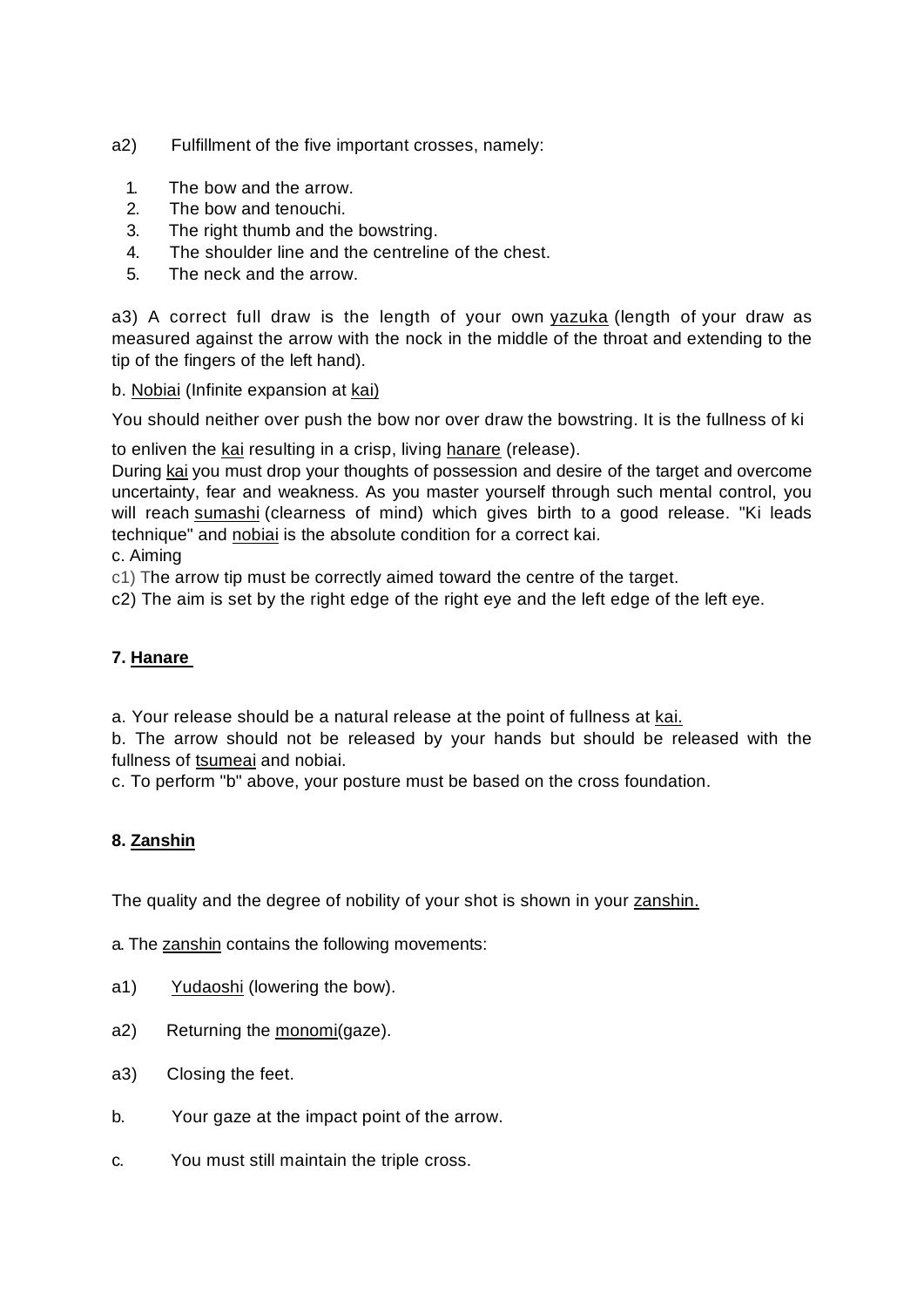a2) Fulfillment of the five important crosses, namely:

1. The bow and the arrow.
2. The bow and tenouchi.
3. The right thumb and the bowstring.
4. The shoulder line and the centreline of the chest.
5. The neck and the arrow.

a3) A correct full draw is the length of your own yazuka (length of your draw as measured against the arrow with the nock in the middle of the throat and extending to the tip of the fingers of the left hand).

b. Nobiai (Infinite expansion at kai)

You should neither over push the bow nor over draw the bowstring. It is the fullness of ki to enliven the kai resulting in a crisp, living hanare (release).

During kai you must drop your thoughts of possession and desire of the target and overcome uncertainty, fear and weakness. As you master yourself through such mental control, you will reach sumashi (clearness of mind) which gives birth to a good release. "Ki leads technique" and nobiai is the absolute condition for a correct kai.

c. Aiming

c1) The arrow tip must be correctly aimed toward the centre of the target.

c2) The aim is set by the right edge of the right eye and the left edge of the left eye.

### 7. Hanare

a. Your release should be a natural release at the point of fullness at kai.

b. The arrow should not be released by your hands but should be released with the fullness of tsumeai and nobiai.

c. To perform "b" above, your posture must be based on the cross foundation.

### 8. Zanshin

The quality and the degree of nobility of your shot is shown in your zanshin.

a. The zanshin contains the following movements:

a1) Yudaoshi (lowering the bow).

a2) Returning the monomi(gaze).

a3) Closing the feet.

b. Your gaze at the impact point of the arrow.

c. You must still maintain the triple cross.